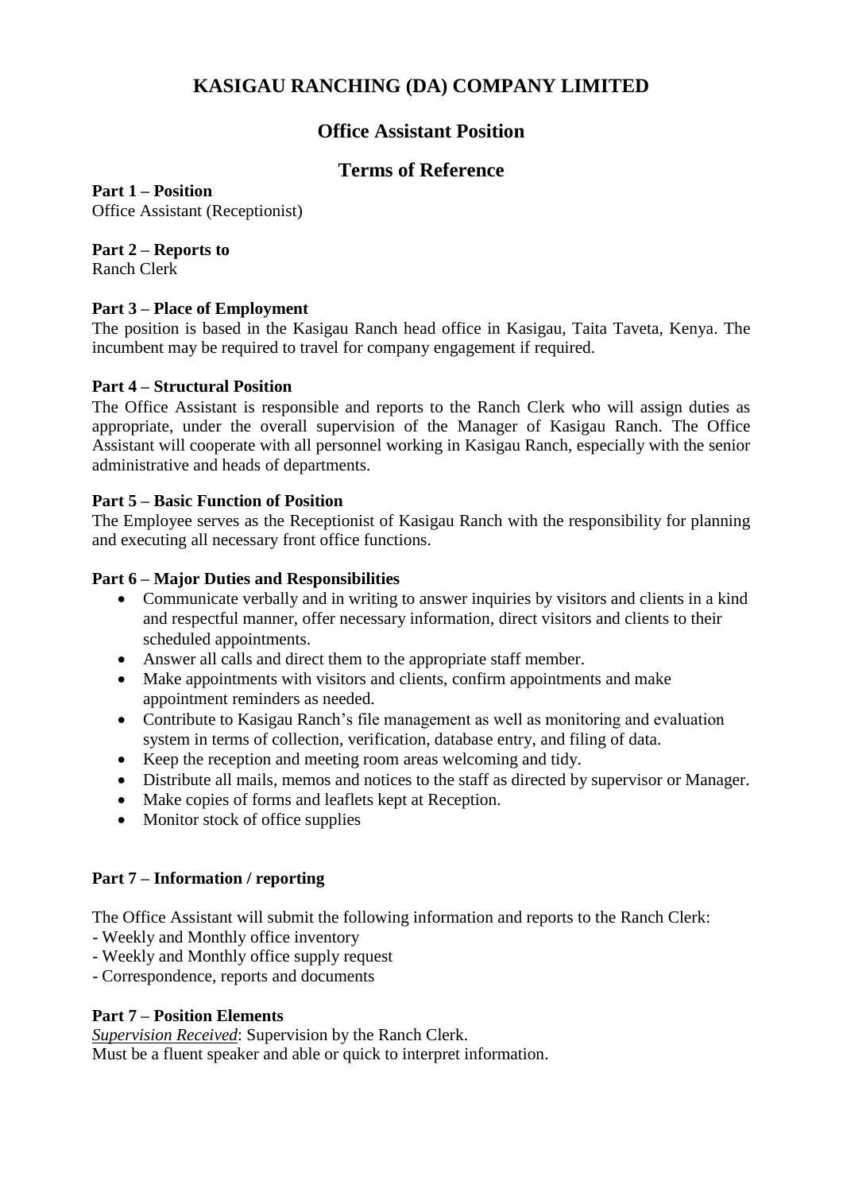# KASIGAU RANCHING (DA) COMPANY LIMITED

## Office Assistant Position

## Terms of Reference

**Part 1 – Position**
Office Assistant (Receptionist)

**Part 2 – Reports to**
Ranch Clerk

**Part 3 – Place of Employment**
The position is based in the Kasigau Ranch head office in Kasigau, Taita Taveta, Kenya. The incumbent may be required to travel for company engagement if required.

**Part 4 – Structural Position**
The Office Assistant is responsible and reports to the Ranch Clerk who will assign duties as appropriate, under the overall supervision of the Manager of Kasigau Ranch. The Office Assistant will cooperate with all personnel working in Kasigau Ranch, especially with the senior administrative and heads of departments.

**Part 5 – Basic Function of Position**
The Employee serves as the Receptionist of Kasigau Ranch with the responsibility for planning and executing all necessary front office functions.

**Part 6 – Major Duties and Responsibilities**

- Communicate verbally and in writing to answer inquiries by visitors and clients in a kind and respectful manner, offer necessary information, direct visitors and clients to their scheduled appointments.
- Answer all calls and direct them to the appropriate staff member.
- Make appointments with visitors and clients, confirm appointments and make appointment reminders as needed.
- Contribute to Kasigau Ranch's file management as well as monitoring and evaluation system in terms of collection, verification, database entry, and filing of data.
- Keep the reception and meeting room areas welcoming and tidy.
- Distribute all mails, memos and notices to the staff as directed by supervisor or Manager.
- Make copies of forms and leaflets kept at Reception.
- Monitor stock of office supplies

**Part 7 – Information / reporting**

The Office Assistant will submit the following information and reports to the Ranch Clerk:
- Weekly and Monthly office inventory
- Weekly and Monthly office supply request
- Correspondence, reports and documents

**Part 7 – Position Elements**
*Supervision Received*: Supervision by the Ranch Clerk.
Must be a fluent speaker and able or quick to interpret information.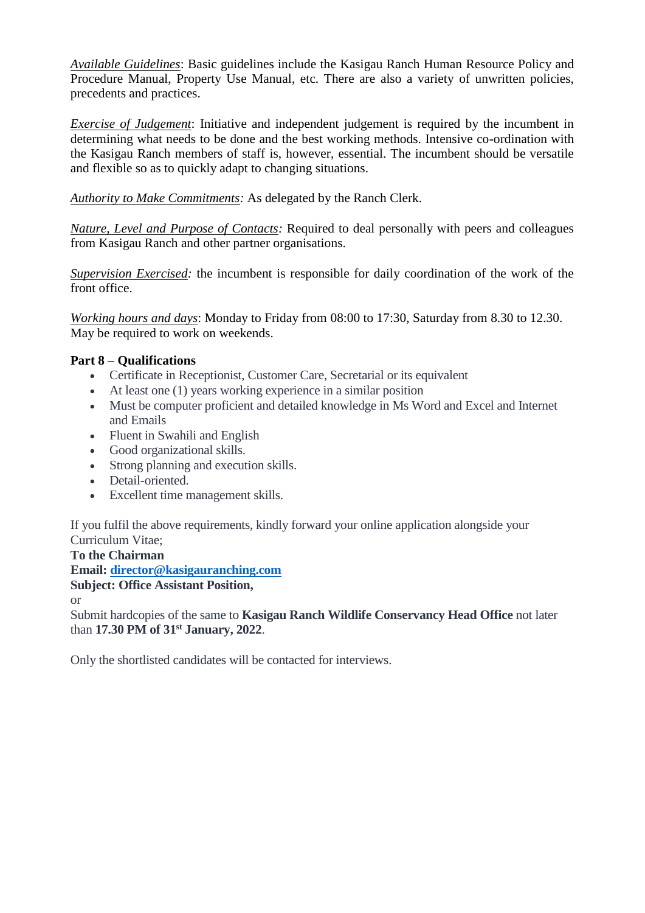*Available Guidelines*: Basic guidelines include the Kasigau Ranch Human Resource Policy and Procedure Manual, Property Use Manual, etc. There are also a variety of unwritten policies, precedents and practices.

*Exercise of Judgement*: Initiative and independent judgement is required by the incumbent in determining what needs to be done and the best working methods. Intensive co-ordination with the Kasigau Ranch members of staff is, however, essential. The incumbent should be versatile and flexible so as to quickly adapt to changing situations.

*Authority to Make Commitments:* As delegated by the Ranch Clerk.

*Nature, Level and Purpose of Contacts:* Required to deal personally with peers and colleagues from Kasigau Ranch and other partner organisations.

*Supervision Exercised:* the incumbent is responsible for daily coordination of the work of the front office.

*Working hours and days*: Monday to Friday from 08:00 to 17:30, Saturday from 8.30 to 12.30. May be required to work on weekends.

**Part 8 – Qualifications**

- Certificate in Receptionist, Customer Care, Secretarial or its equivalent
- At least one (1) years working experience in a similar position
- Must be computer proficient and detailed knowledge in Ms Word and Excel and Internet and Emails
- Fluent in Swahili and English
- Good organizational skills.
- Strong planning and execution skills.
- Detail-oriented.
- Excellent time management skills.

If you fulfil the above requirements, kindly forward your online application alongside your Curriculum Vitae;

**To the Chairman**

**Email: director@kasigauranching.com**

**Subject: Office Assistant Position,**

or

Submit hardcopies of the same to **Kasigau Ranch Wildlife Conservancy Head Office** not later than **17.30 PM of 31st January, 2022**.

Only the shortlisted candidates will be contacted for interviews.